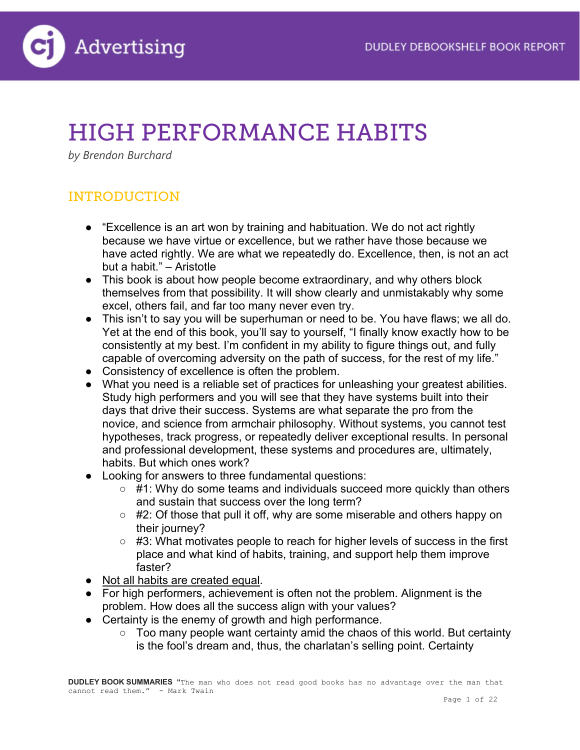# HIGH PERFORMANCE HABITS

*by Brendon Burchard*

## INTRODUCTION

- "Excellence is an art won by training and habituation. We do not act rightly because we have virtue or excellence, but we rather have those because we have acted rightly. We are what we repeatedly do. Excellence, then, is not an act but a habit." – Aristotle
- This book is about how people become extraordinary, and why others block themselves from that possibility. It will show clearly and unmistakably why some excel, others fail, and far too many never even try.
- This isn't to say you will be superhuman or need to be. You have flaws; we all do. Yet at the end of this book, you'll say to yourself, "I finally know exactly how to be consistently at my best. I'm confident in my ability to figure things out, and fully capable of overcoming adversity on the path of success, for the rest of my life."
- Consistency of excellence is often the problem.
- What you need is a reliable set of practices for unleashing your greatest abilities. Study high performers and you will see that they have systems built into their days that drive their success. Systems are what separate the pro from the novice, and science from armchair philosophy. Without systems, you cannot test hypotheses, track progress, or repeatedly deliver exceptional results. In personal and professional development, these systems and procedures are, ultimately, habits. But which ones work?
- Looking for answers to three fundamental questions:
  - #1: Why do some teams and individuals succeed more quickly than others and sustain that success over the long term?
  - #2: Of those that pull it off, why are some miserable and others happy on their journey?
  - #3: What motivates people to reach for higher levels of success in the first place and what kind of habits, training, and support help them improve faster?
- <u>Not all habits are created equal</u>.
- For high performers, achievement is often not the problem. Alignment is the problem. How does all the success align with your values?
- Certainty is the enemy of growth and high performance.
  - Too many people want certainty amid the chaos of this world. But certainty is the fool's dream and, thus, the charlatan's selling point. Certainty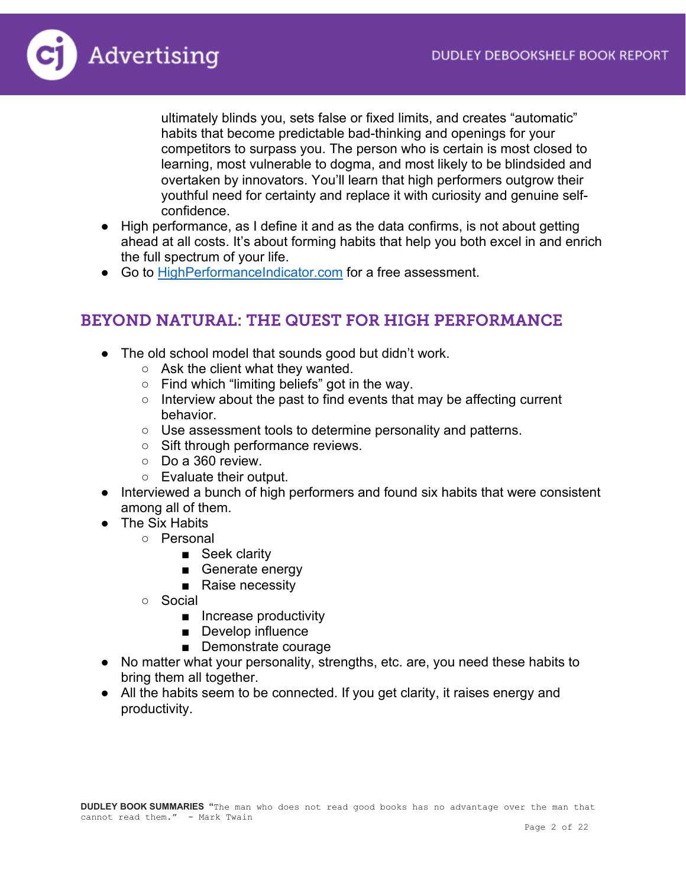ultimately blinds you, sets false or fixed limits, and creates "automatic" habits that become predictable bad-thinking and openings for your competitors to surpass you. The person who is certain is most closed to learning, most vulnerable to dogma, and most likely to be blindsided and overtaken by innovators. You'll learn that high performers outgrow their youthful need for certainty and replace it with curiosity and genuine self-confidence.

- High performance, as I define it and as the data confirms, is not about getting ahead at all costs. It's about forming habits that help you both excel in and enrich the full spectrum of your life.
- Go to [HighPerformanceIndicator.com](http://HighPerformanceIndicator.com) for a free assessment.

## BEYOND NATURAL: THE QUEST FOR HIGH PERFORMANCE

- The old school model that sounds good but didn't work.
  - Ask the client what they wanted.
  - Find which "limiting beliefs" got in the way.
  - Interview about the past to find events that may be affecting current behavior.
  - Use assessment tools to determine personality and patterns.
  - Sift through performance reviews.
  - Do a 360 review.
  - Evaluate their output.
- Interviewed a bunch of high performers and found six habits that were consistent among all of them.
- The Six Habits
  - Personal
    - Seek clarity
    - Generate energy
    - Raise necessity
  - Social
    - Increase productivity
    - Develop influence
    - Demonstrate courage
- No matter what your personality, strengths, etc. are, you need these habits to bring them all together.
- All the habits seem to be connected. If you get clarity, it raises energy and productivity.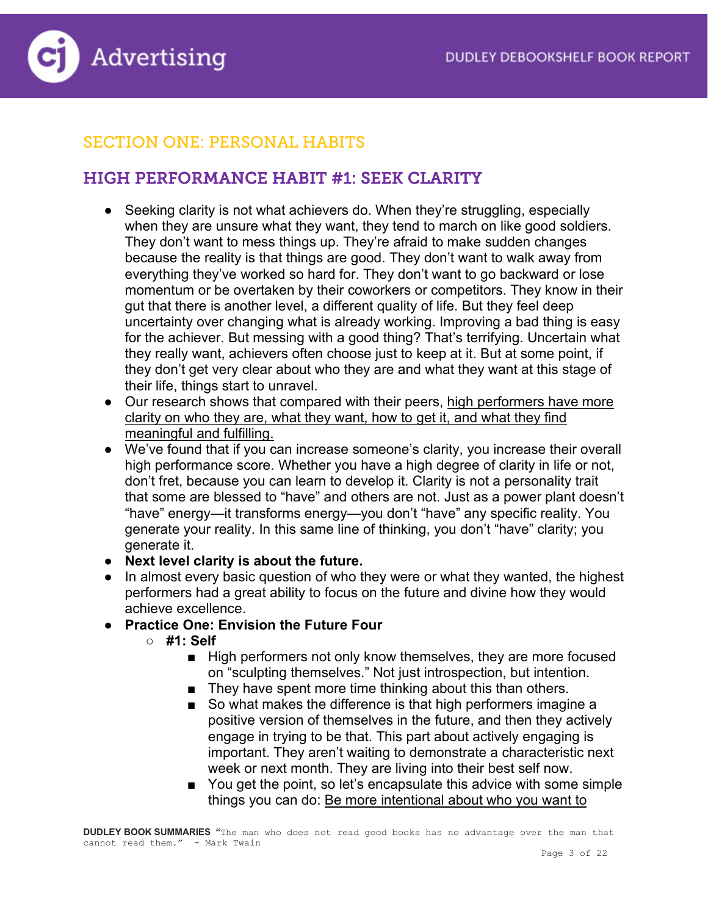## SECTION ONE: PERSONAL HABITS

## HIGH PERFORMANCE HABIT #1: SEEK CLARITY

- Seeking clarity is not what achievers do. When they're struggling, especially when they are unsure what they want, they tend to march on like good soldiers. They don't want to mess things up. They're afraid to make sudden changes because the reality is that things are good. They don't want to walk away from everything they've worked so hard for. They don't want to go backward or lose momentum or be overtaken by their coworkers or competitors. They know in their gut that there is another level, a different quality of life. But they feel deep uncertainty over changing what is already working. Improving a bad thing is easy for the achiever. But messing with a good thing? That's terrifying. Uncertain what they really want, achievers often choose just to keep at it. But at some point, if they don't get very clear about who they are and what they want at this stage of their life, things start to unravel.
- Our research shows that compared with their peers, <u>high performers have more clarity on who they are, what they want, how to get it, and what they find meaningful and fulfilling.</u>
- We've found that if you can increase someone's clarity, you increase their overall high performance score. Whether you have a high degree of clarity in life or not, don't fret, because you can learn to develop it. Clarity is not a personality trait that some are blessed to "have" and others are not. Just as a power plant doesn't "have" energy—it transforms energy—you don't "have" any specific reality. You generate your reality. In this same line of thinking, you don't "have" clarity; you generate it.
- **Next level clarity is about the future.**
- In almost every basic question of who they were or what they wanted, the highest performers had a great ability to focus on the future and divine how they would achieve excellence.
- **Practice One: Envision the Future Four**
  - **#1: Self**
    - High performers not only know themselves, they are more focused on "sculpting themselves." Not just introspection, but intention.
    - They have spent more time thinking about this than others.
    - So what makes the difference is that high performers imagine a positive version of themselves in the future, and then they actively engage in trying to be that. This part about actively engaging is important. They aren't waiting to demonstrate a characteristic next week or next month. They are living into their best self now.
    - You get the point, so let's encapsulate this advice with some simple things you can do: <u>Be more intentional about who you want to</u>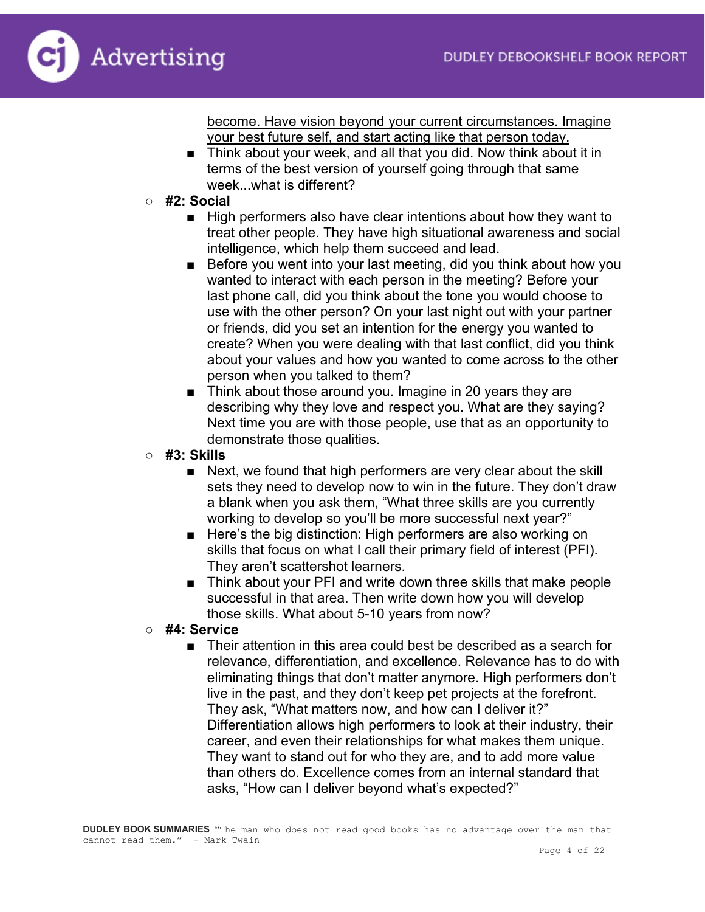- <u>become. Have vision beyond your current circumstances. Imagine your best future self, and start acting like that person today.</u>
    - Think about your week, and all that you did. Now think about it in terms of the best version of yourself going through that same week...what is different?
- **#2: Social**
    - High performers also have clear intentions about how they want to treat other people. They have high situational awareness and social intelligence, which help them succeed and lead.
    - Before you went into your last meeting, did you think about how you wanted to interact with each person in the meeting? Before your last phone call, did you think about the tone you would choose to use with the other person? On your last night out with your partner or friends, did you set an intention for the energy you wanted to create? When you were dealing with that last conflict, did you think about your values and how you wanted to come across to the other person when you talked to them?
    - Think about those around you. Imagine in 20 years they are describing why they love and respect you. What are they saying? Next time you are with those people, use that as an opportunity to demonstrate those qualities.
- **#3: Skills**
    - Next, we found that high performers are very clear about the skill sets they need to develop now to win in the future. They don't draw a blank when you ask them, "What three skills are you currently working to develop so you'll be more successful next year?"
    - Here's the big distinction: High performers are also working on skills that focus on what I call their primary field of interest (PFI). They aren't scattershot learners.
    - Think about your PFI and write down three skills that make people successful in that area. Then write down how you will develop those skills. What about 5-10 years from now?
- **#4: Service**
    - Their attention in this area could best be described as a search for relevance, differentiation, and excellence. Relevance has to do with eliminating things that don't matter anymore. High performers don't live in the past, and they don't keep pet projects at the forefront. They ask, "What matters now, and how can I deliver it?" Differentiation allows high performers to look at their industry, their career, and even their relationships for what makes them unique. They want to stand out for who they are, and to add more value than others do. Excellence comes from an internal standard that asks, "How can I deliver beyond what's expected?"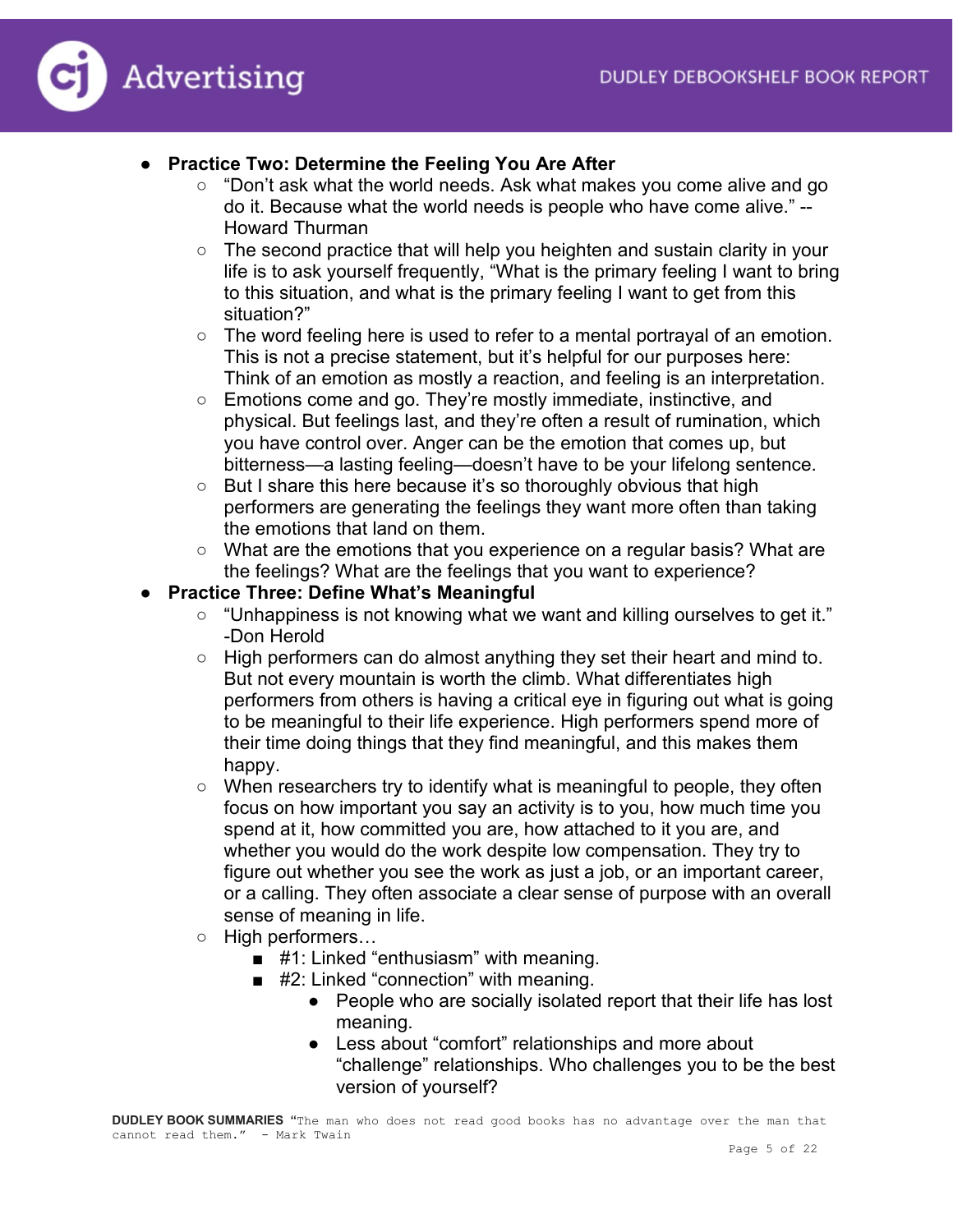- **Practice Two: Determine the Feeling You Are After**
    - "Don't ask what the world needs. Ask what makes you come alive and go do it. Because what the world needs is people who have come alive." -- Howard Thurman
    - The second practice that will help you heighten and sustain clarity in your life is to ask yourself frequently, "What is the primary feeling I want to bring to this situation, and what is the primary feeling I want to get from this situation?"
    - The word feeling here is used to refer to a mental portrayal of an emotion. This is not a precise statement, but it's helpful for our purposes here: Think of an emotion as mostly a reaction, and feeling is an interpretation.
    - Emotions come and go. They're mostly immediate, instinctive, and physical. But feelings last, and they're often a result of rumination, which you have control over. Anger can be the emotion that comes up, but bitterness—a lasting feeling—doesn't have to be your lifelong sentence.
    - But I share this here because it's so thoroughly obvious that high performers are generating the feelings they want more often than taking the emotions that land on them.
    - What are the emotions that you experience on a regular basis? What are the feelings? What are the feelings that you want to experience?
- **Practice Three: Define What's Meaningful**
    - "Unhappiness is not knowing what we want and killing ourselves to get it." -Don Herold
    - High performers can do almost anything they set their heart and mind to. But not every mountain is worth the climb. What differentiates high performers from others is having a critical eye in figuring out what is going to be meaningful to their life experience. High performers spend more of their time doing things that they find meaningful, and this makes them happy.
    - When researchers try to identify what is meaningful to people, they often focus on how important you say an activity is to you, how much time you spend at it, how committed you are, how attached to it you are, and whether you would do the work despite low compensation. They try to figure out whether you see the work as just a job, or an important career, or a calling. They often associate a clear sense of purpose with an overall sense of meaning in life.
    - High performers…
        - #1: Linked "enthusiasm" with meaning.
        - #2: Linked "connection" with meaning.
            - People who are socially isolated report that their life has lost meaning.
            - Less about "comfort" relationships and more about "challenge" relationships. Who challenges you to be the best version of yourself?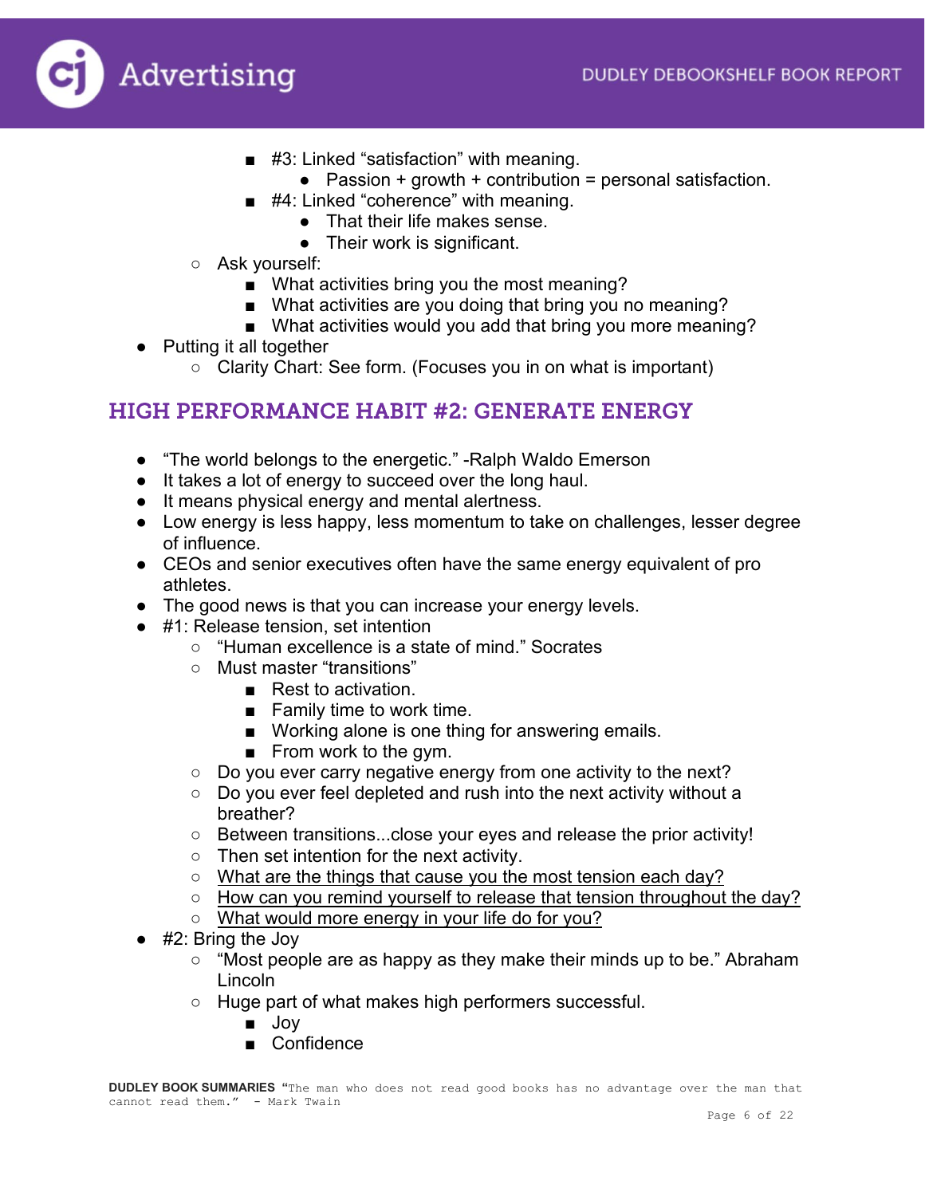- #3: Linked "satisfaction" with meaning.
            - Passion + growth + contribution = personal satisfaction.
        - #4: Linked "coherence" with meaning.
            - That their life makes sense.
            - Their work is significant.
    - Ask yourself:
        - What activities bring you the most meaning?
        - What activities are you doing that bring you no meaning?
        - What activities would you add that bring you more meaning?
- Putting it all together
    - Clarity Chart: See form. (Focuses you in on what is important)

## HIGH PERFORMANCE HABIT #2: GENERATE ENERGY

- "The world belongs to the energetic." -Ralph Waldo Emerson
- It takes a lot of energy to succeed over the long haul.
- It means physical energy and mental alertness.
- Low energy is less happy, less momentum to take on challenges, lesser degree of influence.
- CEOs and senior executives often have the same energy equivalent of pro athletes.
- The good news is that you can increase your energy levels.
- #1: Release tension, set intention
    - "Human excellence is a state of mind." Socrates
    - Must master "transitions"
        - Rest to activation.
        - Family time to work time.
        - Working alone is one thing for answering emails.
        - From work to the gym.
    - Do you ever carry negative energy from one activity to the next?
    - Do you ever feel depleted and rush into the next activity without a breather?
    - Between transitions...close your eyes and release the prior activity!
    - Then set intention for the next activity.
    - <u>What are the things that cause you the most tension each day?</u>
    - <u>How can you remind yourself to release that tension throughout the day?</u>
    - <u>What would more energy in your life do for you?</u>
- #2: Bring the Joy
    - "Most people are as happy as they make their minds up to be." Abraham Lincoln
    - Huge part of what makes high performers successful.
        - Joy
        - Confidence

**DUDLEY BOOK SUMMARIES** "The man who does not read good books has no advantage over the man that cannot read them." - Mark Twain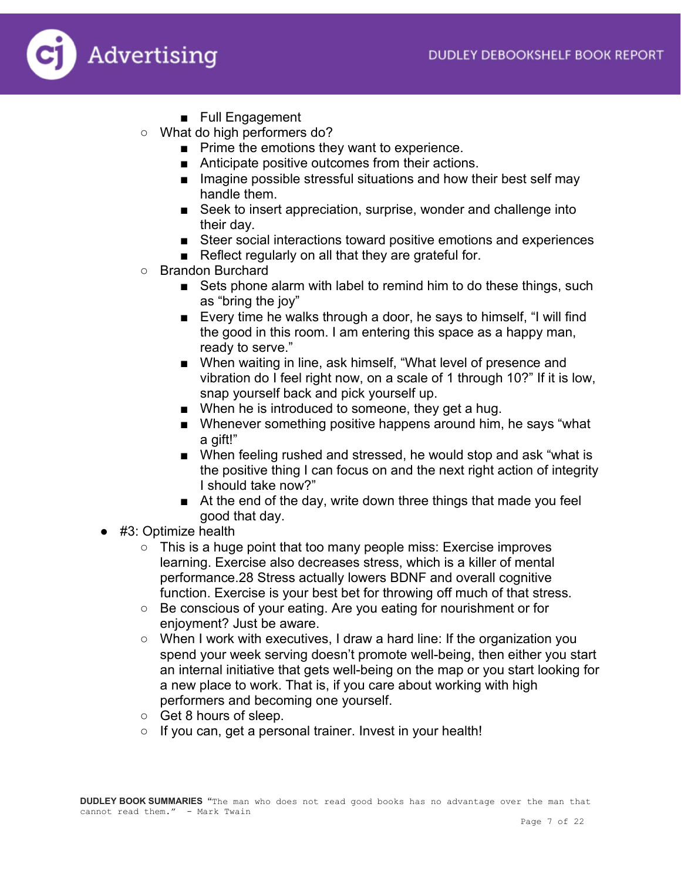- Full Engagement
    - What do high performers do?
        - Prime the emotions they want to experience.
        - Anticipate positive outcomes from their actions.
        - Imagine possible stressful situations and how their best self may handle them.
        - Seek to insert appreciation, surprise, wonder and challenge into their day.
        - Steer social interactions toward positive emotions and experiences
        - Reflect regularly on all that they are grateful for.
    - Brandon Burchard
        - Sets phone alarm with label to remind him to do these things, such as "bring the joy"
        - Every time he walks through a door, he says to himself, "I will find the good in this room. I am entering this space as a happy man, ready to serve."
        - When waiting in line, ask himself, "What level of presence and vibration do I feel right now, on a scale of 1 through 10?" If it is low, snap yourself back and pick yourself up.
        - When he is introduced to someone, they get a hug.
        - Whenever something positive happens around him, he says "what a gift!"
        - When feeling rushed and stressed, he would stop and ask "what is the positive thing I can focus on and the next right action of integrity I should take now?"
        - At the end of the day, write down three things that made you feel good that day.
- #3: Optimize health
    - This is a huge point that too many people miss: Exercise improves learning. Exercise also decreases stress, which is a killer of mental performance.28 Stress actually lowers BDNF and overall cognitive function. Exercise is your best bet for throwing off much of that stress.
    - Be conscious of your eating. Are you eating for nourishment or for enjoyment? Just be aware.
    - When I work with executives, I draw a hard line: If the organization you spend your week serving doesn't promote well-being, then either you start an internal initiative that gets well-being on the map or you start looking for a new place to work. That is, if you care about working with high performers and becoming one yourself.
    - Get 8 hours of sleep.
    - If you can, get a personal trainer. Invest in your health!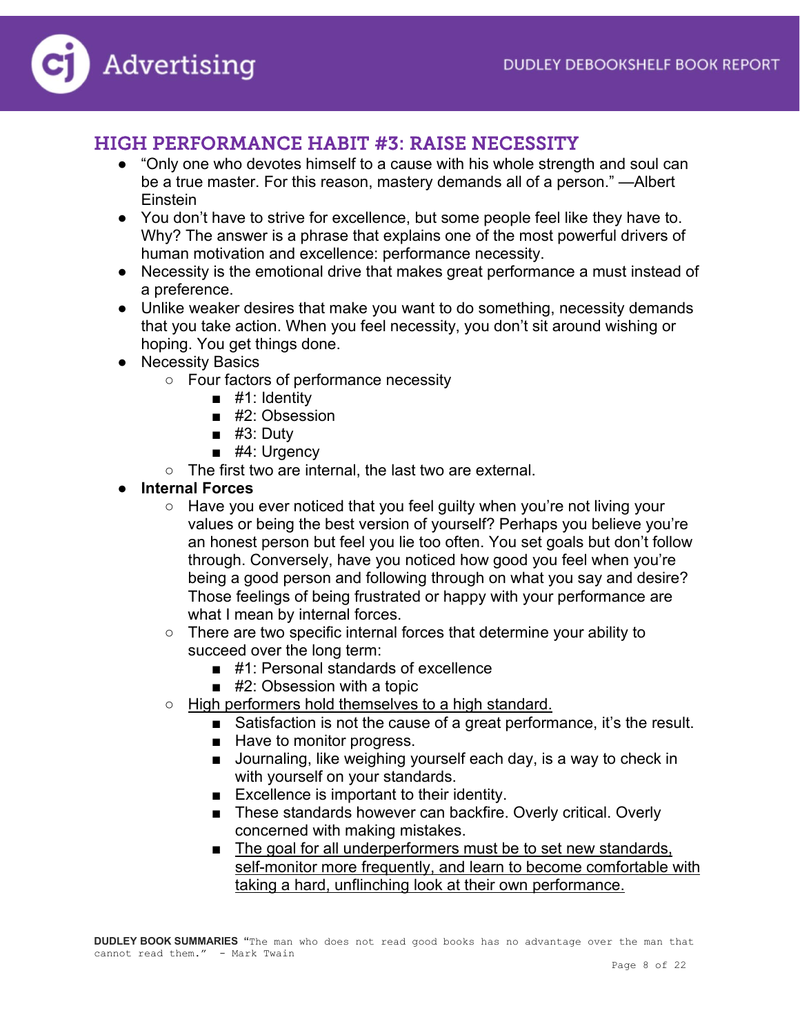## HIGH PERFORMANCE HABIT #3: RAISE NECESSITY

- "Only one who devotes himself to a cause with his whole strength and soul can be a true master. For this reason, mastery demands all of a person." —Albert Einstein
- You don't have to strive for excellence, but some people feel like they have to. Why? The answer is a phrase that explains one of the most powerful drivers of human motivation and excellence: performance necessity.
- Necessity is the emotional drive that makes great performance a must instead of a preference.
- Unlike weaker desires that make you want to do something, necessity demands that you take action. When you feel necessity, you don't sit around wishing or hoping. You get things done.
- Necessity Basics
    - Four factors of performance necessity
        - #1: Identity
        - #2: Obsession
        - #3: Duty
        - #4: Urgency
    - The first two are internal, the last two are external.
- **Internal Forces**
    - Have you ever noticed that you feel guilty when you're not living your values or being the best version of yourself? Perhaps you believe you're an honest person but feel you lie too often. You set goals but don't follow through. Conversely, have you noticed how good you feel when you're being a good person and following through on what you say and desire? Those feelings of being frustrated or happy with your performance are what I mean by internal forces.
    - There are two specific internal forces that determine your ability to succeed over the long term:
        - #1: Personal standards of excellence
        - #2: Obsession with a topic
    - <u>High performers hold themselves to a high standard.</u>
        - Satisfaction is not the cause of a great performance, it's the result.
        - Have to monitor progress.
        - Journaling, like weighing yourself each day, is a way to check in with yourself on your standards.
        - Excellence is important to their identity.
        - These standards however can backfire. Overly critical. Overly concerned with making mistakes.
        - <u>The goal for all underperformers must be to set new standards, self-monitor more frequently, and learn to become comfortable with taking a hard, unflinching look at their own performance.</u>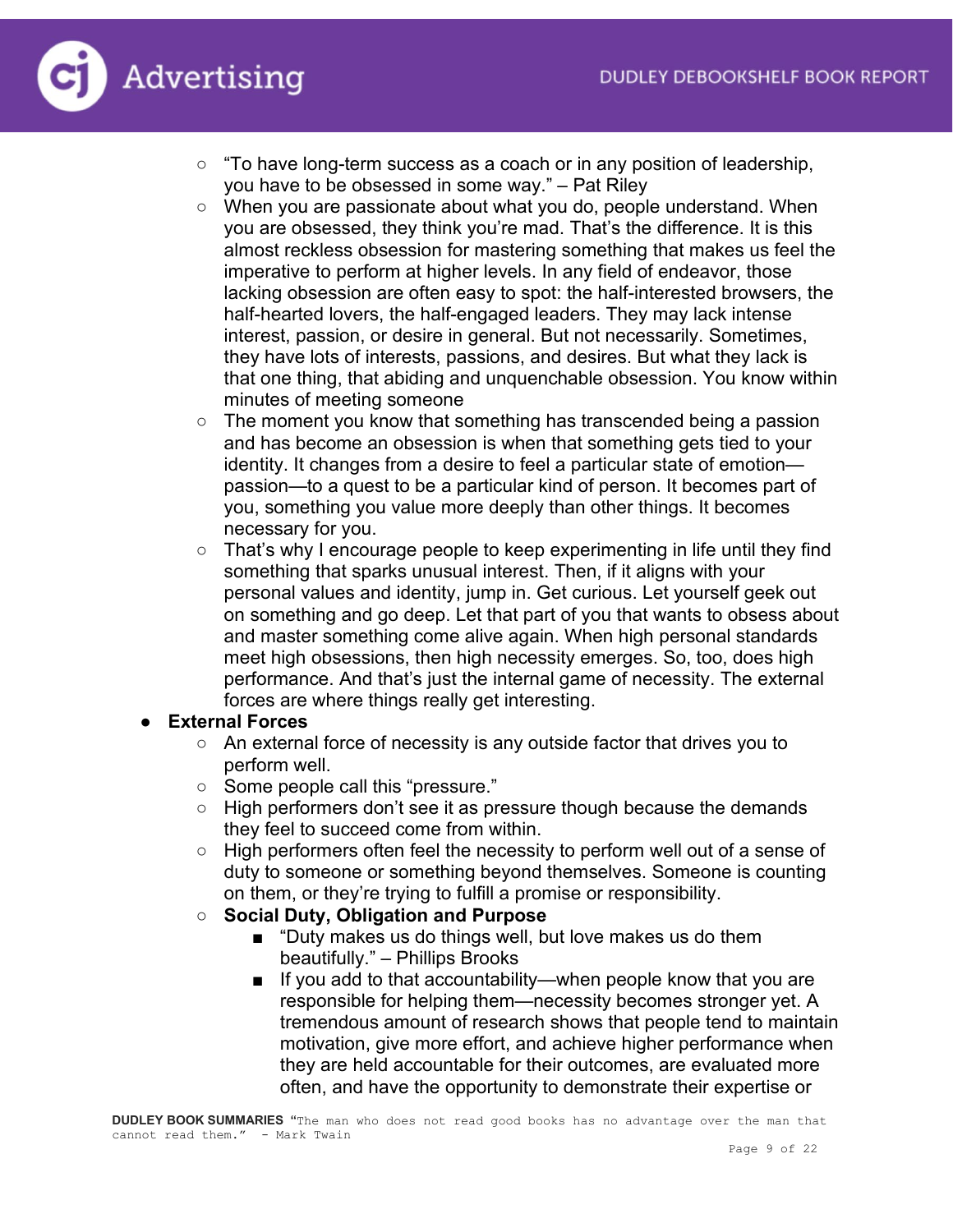- "To have long-term success as a coach or in any position of leadership, you have to be obsessed in some way." – Pat Riley
  - When you are passionate about what you do, people understand. When you are obsessed, they think you're mad. That's the difference. It is this almost reckless obsession for mastering something that makes us feel the imperative to perform at higher levels. In any field of endeavor, those lacking obsession are often easy to spot: the half-interested browsers, the half-hearted lovers, the half-engaged leaders. They may lack intense interest, passion, or desire in general. But not necessarily. Sometimes, they have lots of interests, passions, and desires. But what they lack is that one thing, that abiding and unquenchable obsession. You know within minutes of meeting someone
  - The moment you know that something has transcended being a passion and has become an obsession is when that something gets tied to your identity. It changes from a desire to feel a particular state of emotion—passion—to a quest to be a particular kind of person. It becomes part of you, something you value more deeply than other things. It becomes necessary for you.
  - That's why I encourage people to keep experimenting in life until they find something that sparks unusual interest. Then, if it aligns with your personal values and identity, jump in. Get curious. Let yourself geek out on something and go deep. Let that part of you that wants to obsess about and master something come alive again. When high personal standards meet high obsessions, then high necessity emerges. So, too, does high performance. And that's just the internal game of necessity. The external forces are where things really get interesting.
- **External Forces**
  - An external force of necessity is any outside factor that drives you to perform well.
  - Some people call this "pressure."
  - High performers don't see it as pressure though because the demands they feel to succeed come from within.
  - High performers often feel the necessity to perform well out of a sense of duty to someone or something beyond themselves. Someone is counting on them, or they're trying to fulfill a promise or responsibility.
  - **Social Duty, Obligation and Purpose**
    - "Duty makes us do things well, but love makes us do them beautifully." – Phillips Brooks
    - If you add to that accountability—when people know that you are responsible for helping them—necessity becomes stronger yet. A tremendous amount of research shows that people tend to maintain motivation, give more effort, and achieve higher performance when they are held accountable for their outcomes, are evaluated more often, and have the opportunity to demonstrate their expertise or

**DUDLEY BOOK SUMMARIES** "The man who does not read good books has no advantage over the man that cannot read them." - Mark Twain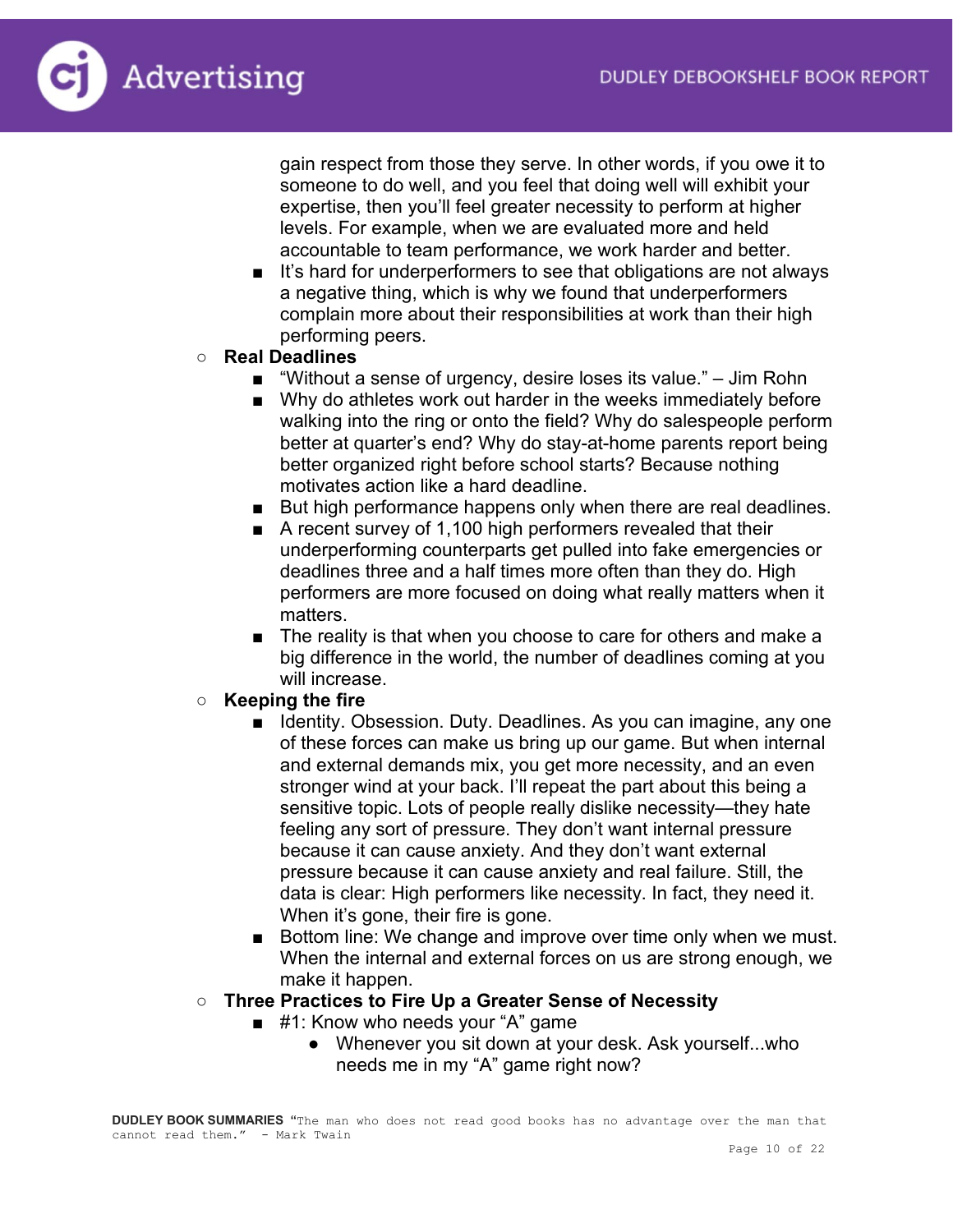gain respect from those they serve. In other words, if you owe it to someone to do well, and you feel that doing well will exhibit your expertise, then you'll feel greater necessity to perform at higher levels. For example, when we are evaluated more and held accountable to team performance, we work harder and better.

- It's hard for underperformers to see that obligations are not always a negative thing, which is why we found that underperformers complain more about their responsibilities at work than their high performing peers.

- **Real Deadlines**
  - "Without a sense of urgency, desire loses its value." – Jim Rohn
  - Why do athletes work out harder in the weeks immediately before walking into the ring or onto the field? Why do salespeople perform better at quarter's end? Why do stay-at-home parents report being better organized right before school starts? Because nothing motivates action like a hard deadline.
  - But high performance happens only when there are real deadlines.
  - A recent survey of 1,100 high performers revealed that their underperforming counterparts get pulled into fake emergencies or deadlines three and a half times more often than they do. High performers are more focused on doing what really matters when it matters.
  - The reality is that when you choose to care for others and make a big difference in the world, the number of deadlines coming at you will increase.
- **Keeping the fire**
  - Identity. Obsession. Duty. Deadlines. As you can imagine, any one of these forces can make us bring up our game. But when internal and external demands mix, you get more necessity, and an even stronger wind at your back. I'll repeat the part about this being a sensitive topic. Lots of people really dislike necessity—they hate feeling any sort of pressure. They don't want internal pressure because it can cause anxiety. And they don't want external pressure because it can cause anxiety and real failure. Still, the data is clear: High performers like necessity. In fact, they need it. When it's gone, their fire is gone.
  - Bottom line: We change and improve over time only when we must. When the internal and external forces on us are strong enough, we make it happen.
- **Three Practices to Fire Up a Greater Sense of Necessity**
  - #1: Know who needs your "A" game
    - Whenever you sit down at your desk. Ask yourself...who needs me in my "A" game right now?

**DUDLEY BOOK SUMMARIES** "The man who does not read good books has no advantage over the man that cannot read them." - Mark Twain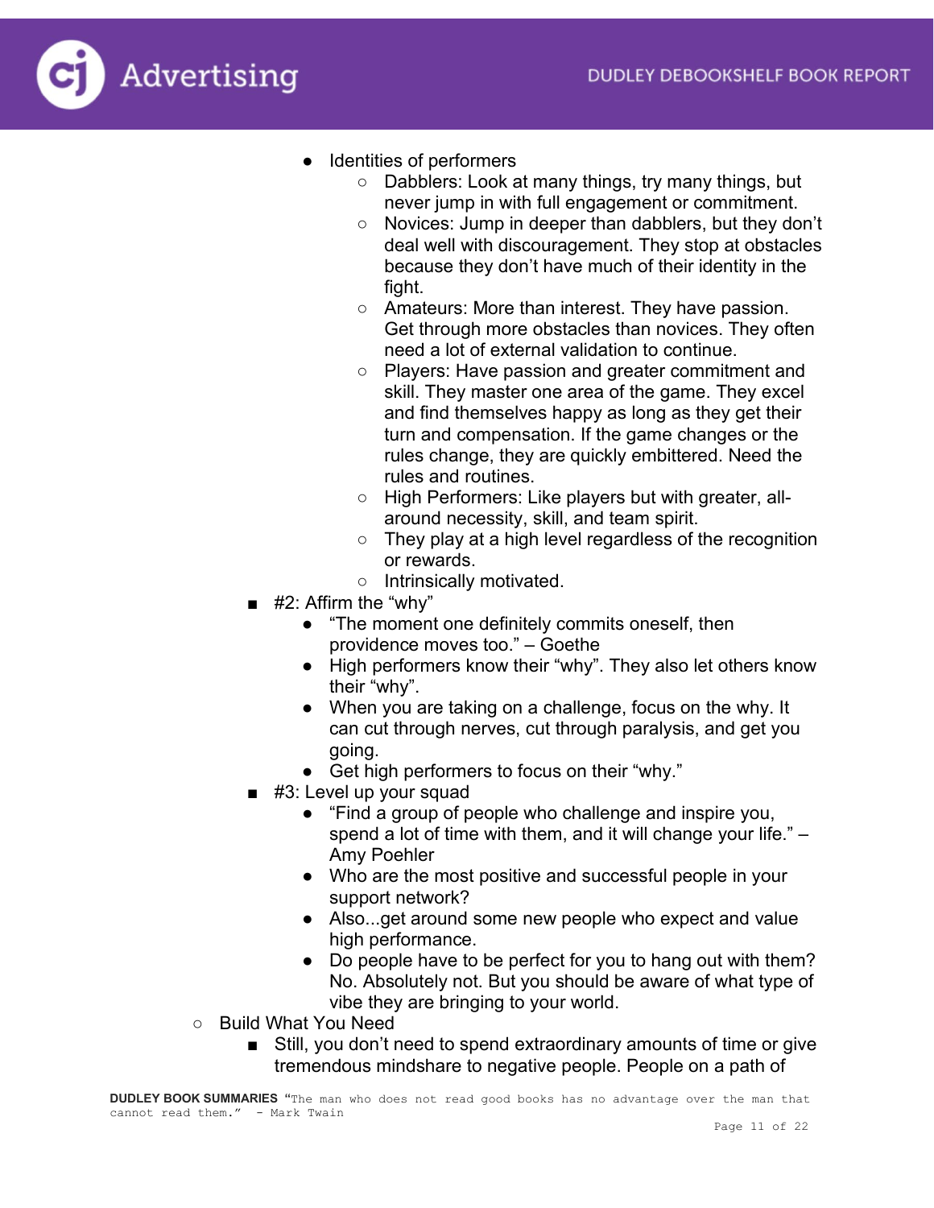- Identities of performers
    - Dabblers: Look at many things, try many things, but never jump in with full engagement or commitment.
    - Novices: Jump in deeper than dabblers, but they don't deal well with discouragement. They stop at obstacles because they don't have much of their identity in the fight.
    - Amateurs: More than interest. They have passion. Get through more obstacles than novices. They often need a lot of external validation to continue.
    - Players: Have passion and greater commitment and skill. They master one area of the game. They excel and find themselves happy as long as they get their turn and compensation. If the game changes or the rules change, they are quickly embittered. Need the rules and routines.
    - High Performers: Like players but with greater, all-around necessity, skill, and team spirit.
    - They play at a high level regardless of the recognition or rewards.
    - Intrinsically motivated.

- #2: Affirm the "why"
    - "The moment one definitely commits oneself, then providence moves too." – Goethe
    - High performers know their "why". They also let others know their "why".
    - When you are taking on a challenge, focus on the why. It can cut through nerves, cut through paralysis, and get you going.
    - Get high performers to focus on their "why."
- #3: Level up your squad
    - "Find a group of people who challenge and inspire you, spend a lot of time with them, and it will change your life." – Amy Poehler
    - Who are the most positive and successful people in your support network?
    - Also...get around some new people who expect and value high performance.
    - Do people have to be perfect for you to hang out with them? No. Absolutely not. But you should be aware of what type of vibe they are bringing to your world.

- Build What You Need
    - Still, you don't need to spend extraordinary amounts of time or give tremendous mindshare to negative people. People on a path of

DUDLEY BOOK SUMMARIES "The man who does not read good books has no advantage over the man that cannot read them." - Mark Twain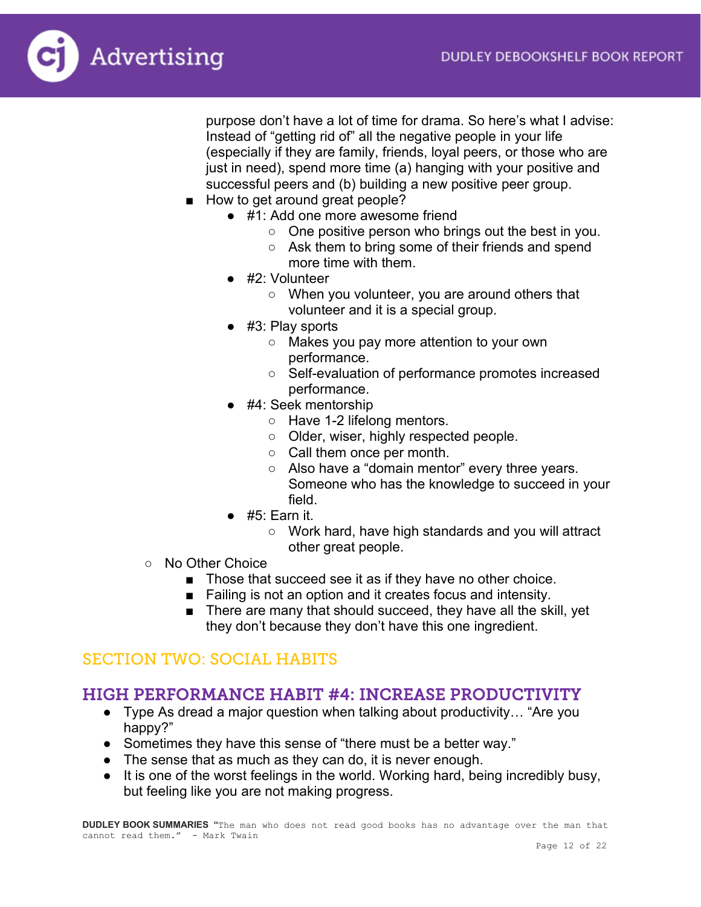purpose don't have a lot of time for drama. So here's what I advise: Instead of "getting rid of" all the negative people in your life (especially if they are family, friends, loyal peers, or those who are just in need), spend more time (a) hanging with your positive and successful peers and (b) building a new positive peer group.

    - How to get around great people?
        - #1: Add one more awesome friend
            - One positive person who brings out the best in you.
            - Ask them to bring some of their friends and spend more time with them.
        - #2: Volunteer
            - When you volunteer, you are around others that volunteer and it is a special group.
        - #3: Play sports
            - Makes you pay more attention to your own performance.
            - Self-evaluation of performance promotes increased performance.
        - #4: Seek mentorship
            - Have 1-2 lifelong mentors.
            - Older, wiser, highly respected people.
            - Call them once per month.
            - Also have a "domain mentor" every three years. Someone who has the knowledge to succeed in your field.
        - #5: Earn it.
            - Work hard, have high standards and you will attract other great people.
- No Other Choice
    - Those that succeed see it as if they have no other choice.
    - Failing is not an option and it creates focus and intensity.
    - There are many that should succeed, they have all the skill, yet they don't because they don't have this one ingredient.

## SECTION TWO: SOCIAL HABITS

## HIGH PERFORMANCE HABIT #4: INCREASE PRODUCTIVITY

- Type As dread a major question when talking about productivity… "Are you happy?"
- Sometimes they have this sense of "there must be a better way."
- The sense that as much as they can do, it is never enough.
- It is one of the worst feelings in the world. Working hard, being incredibly busy, but feeling like you are not making progress.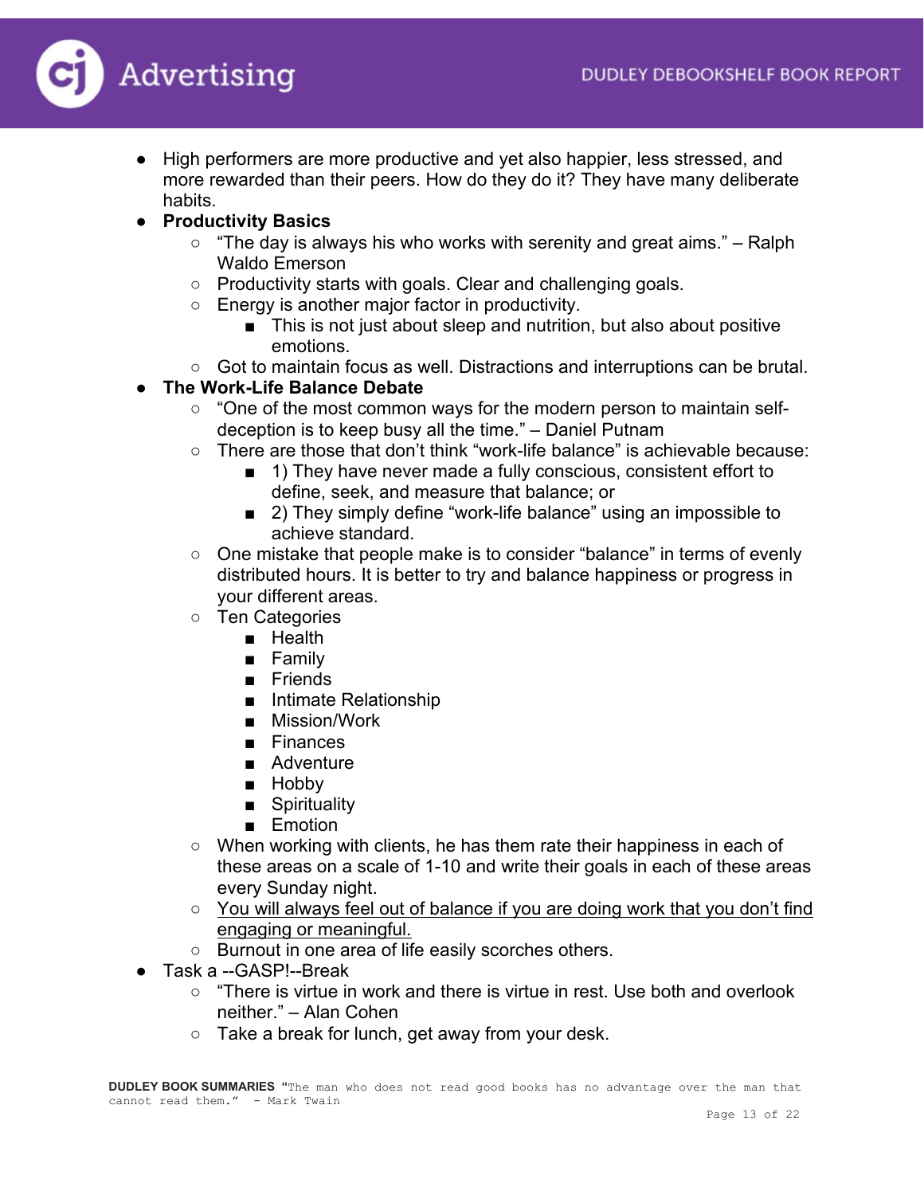- High performers are more productive and yet also happier, less stressed, and more rewarded than their peers. How do they do it? They have many deliberate habits.
- **Productivity Basics**
  - "The day is always his who works with serenity and great aims." – Ralph Waldo Emerson
  - Productivity starts with goals. Clear and challenging goals.
  - Energy is another major factor in productivity.
    - This is not just about sleep and nutrition, but also about positive emotions.
  - Got to maintain focus as well. Distractions and interruptions can be brutal.
- **The Work-Life Balance Debate**
  - "One of the most common ways for the modern person to maintain self-deception is to keep busy all the time." – Daniel Putnam
  - There are those that don't think "work-life balance" is achievable because:
    - 1) They have never made a fully conscious, consistent effort to define, seek, and measure that balance; or
    - 2) They simply define "work-life balance" using an impossible to achieve standard.
  - One mistake that people make is to consider "balance" in terms of evenly distributed hours. It is better to try and balance happiness or progress in your different areas.
  - Ten Categories
    - Health
    - Family
    - Friends
    - Intimate Relationship
    - Mission/Work
    - Finances
    - Adventure
    - Hobby
    - Spirituality
    - Emotion
  - When working with clients, he has them rate their happiness in each of these areas on a scale of 1-10 and write their goals in each of these areas every Sunday night.
  - <u>You will always feel out of balance if you are doing work that you don't find engaging or meaningful.</u>
  - Burnout in one area of life easily scorches others.
- Task a --GASP!--Break
  - "There is virtue in work and there is virtue in rest. Use both and overlook neither." – Alan Cohen
  - Take a break for lunch, get away from your desk.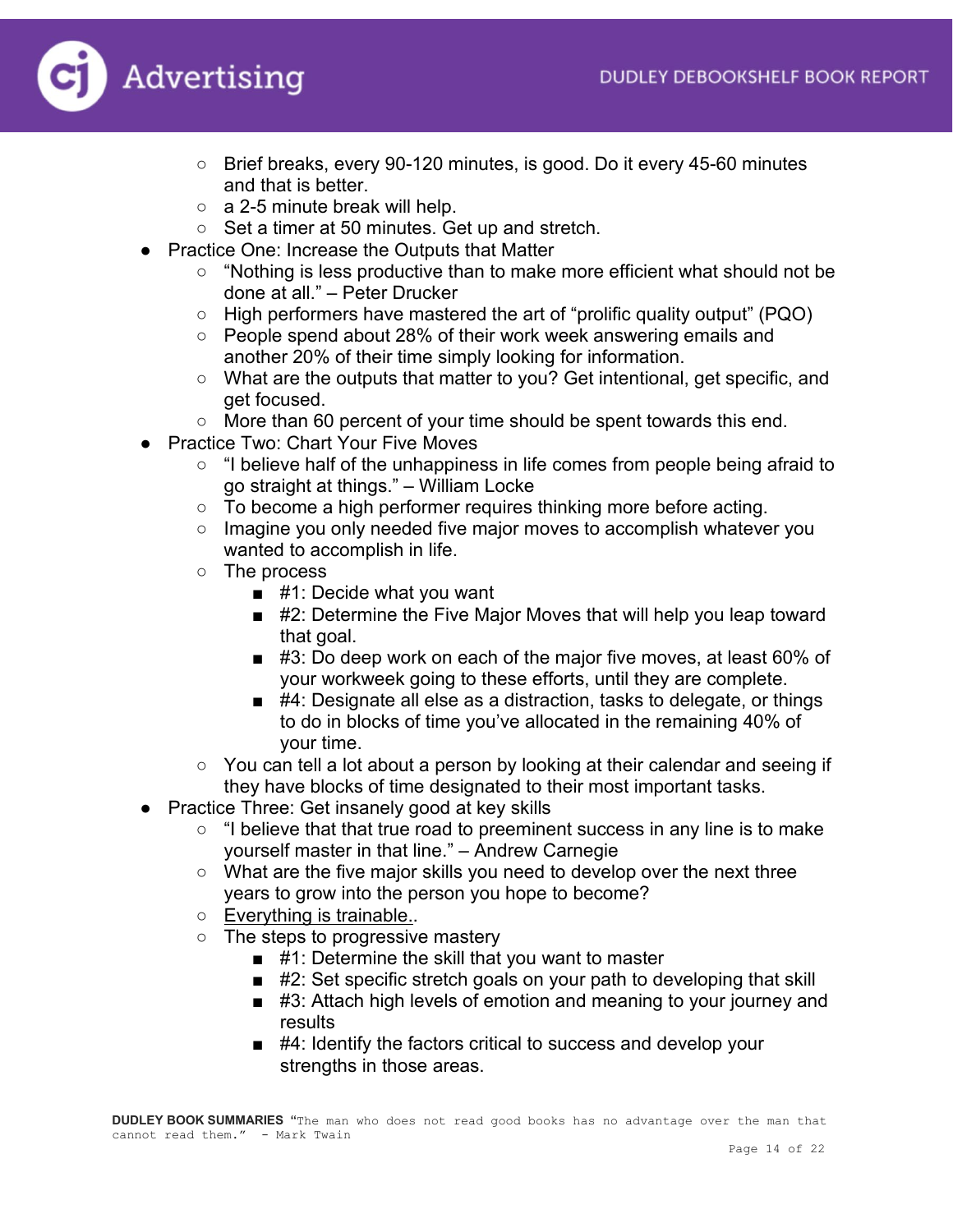- Brief breaks, every 90-120 minutes, is good. Do it every 45-60 minutes and that is better.
  - a 2-5 minute break will help.
  - Set a timer at 50 minutes. Get up and stretch.
- Practice One: Increase the Outputs that Matter
  - "Nothing is less productive than to make more efficient what should not be done at all." – Peter Drucker
  - High performers have mastered the art of "prolific quality output" (PQO)
  - People spend about 28% of their work week answering emails and another 20% of their time simply looking for information.
  - What are the outputs that matter to you? Get intentional, get specific, and get focused.
  - More than 60 percent of your time should be spent towards this end.
- Practice Two: Chart Your Five Moves
  - "I believe half of the unhappiness in life comes from people being afraid to go straight at things." – William Locke
  - To become a high performer requires thinking more before acting.
  - Imagine you only needed five major moves to accomplish whatever you wanted to accomplish in life.
  - The process
    - #1: Decide what you want
    - #2: Determine the Five Major Moves that will help you leap toward that goal.
    - #3: Do deep work on each of the major five moves, at least 60% of your workweek going to these efforts, until they are complete.
    - #4: Designate all else as a distraction, tasks to delegate, or things to do in blocks of time you've allocated in the remaining 40% of your time.
  - You can tell a lot about a person by looking at their calendar and seeing if they have blocks of time designated to their most important tasks.
- Practice Three: Get insanely good at key skills
  - "I believe that that true road to preeminent success in any line is to make yourself master in that line." – Andrew Carnegie
  - What are the five major skills you need to develop over the next three years to grow into the person you hope to become?
  - Everything is trainable..
  - The steps to progressive mastery
    - #1: Determine the skill that you want to master
    - #2: Set specific stretch goals on your path to developing that skill
    - #3: Attach high levels of emotion and meaning to your journey and results
    - #4: Identify the factors critical to success and develop your strengths in those areas.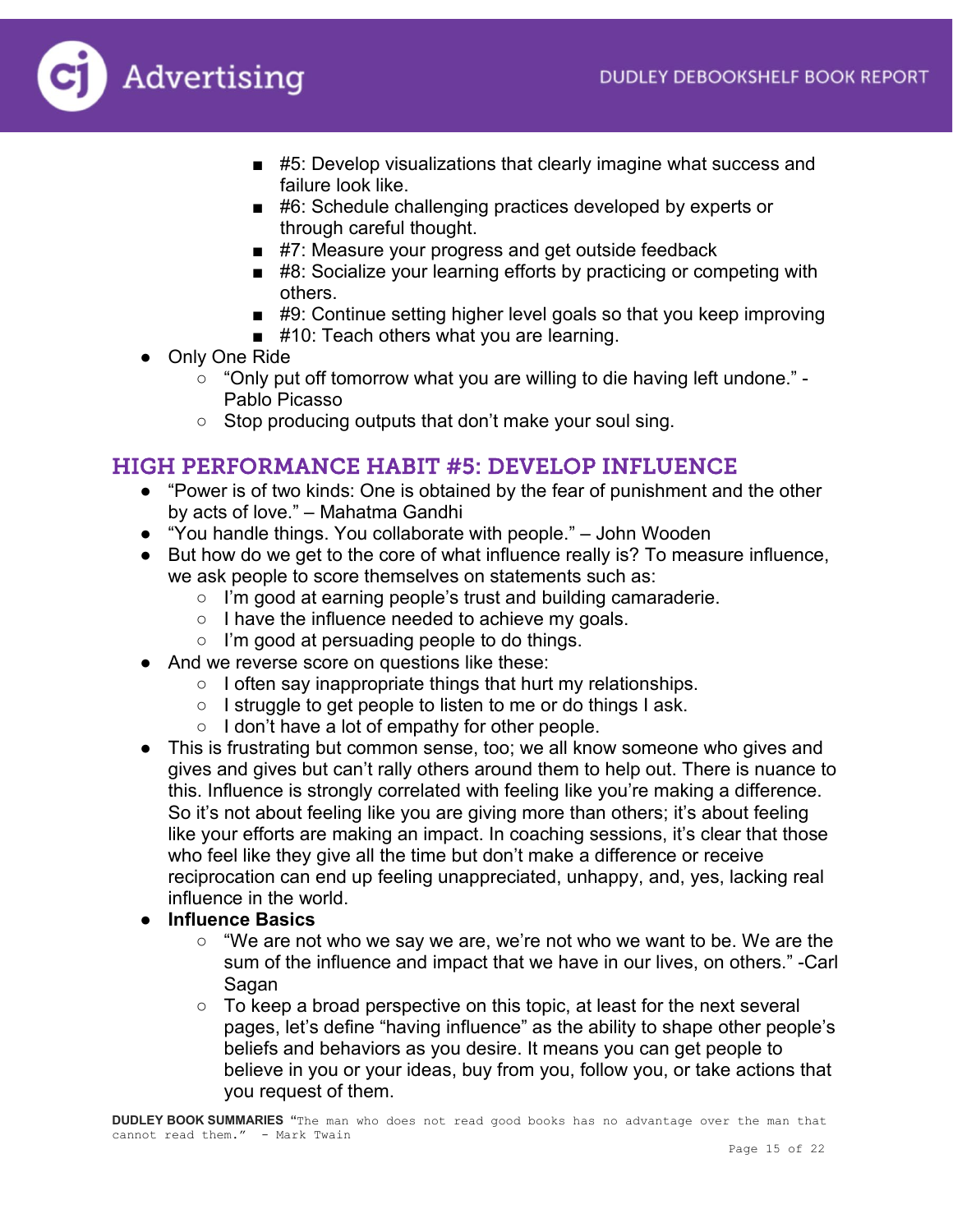- #5: Develop visualizations that clearly imagine what success and failure look like.
        - #6: Schedule challenging practices developed by experts or through careful thought.
        - #7: Measure your progress and get outside feedback
        - #8: Socialize your learning efforts by practicing or competing with others.
        - #9: Continue setting higher level goals so that you keep improving
        - #10: Teach others what you are learning.
- Only One Ride
    - "Only put off tomorrow what you are willing to die having left undone." - Pablo Picasso
    - Stop producing outputs that don't make your soul sing.

## HIGH PERFORMANCE HABIT #5: DEVELOP INFLUENCE

- "Power is of two kinds: One is obtained by the fear of punishment and the other by acts of love." – Mahatma Gandhi
- "You handle things. You collaborate with people." – John Wooden
- But how do we get to the core of what influence really is? To measure influence, we ask people to score themselves on statements such as:
    - I'm good at earning people's trust and building camaraderie.
    - I have the influence needed to achieve my goals.
    - I'm good at persuading people to do things.
- And we reverse score on questions like these:
    - I often say inappropriate things that hurt my relationships.
    - I struggle to get people to listen to me or do things I ask.
    - I don't have a lot of empathy for other people.
- This is frustrating but common sense, too; we all know someone who gives and gives and gives but can't rally others around them to help out. There is nuance to this. Influence is strongly correlated with feeling like you're making a difference. So it's not about feeling like you are giving more than others; it's about feeling like your efforts are making an impact. In coaching sessions, it's clear that those who feel like they give all the time but don't make a difference or receive reciprocation can end up feeling unappreciated, unhappy, and, yes, lacking real influence in the world.
- **Influence Basics**
    - "We are not who we say we are, we're not who we want to be. We are the sum of the influence and impact that we have in our lives, on others." -Carl Sagan
    - To keep a broad perspective on this topic, at least for the next several pages, let's define "having influence" as the ability to shape other people's beliefs and behaviors as you desire. It means you can get people to believe in you or your ideas, buy from you, follow you, or take actions that you request of them.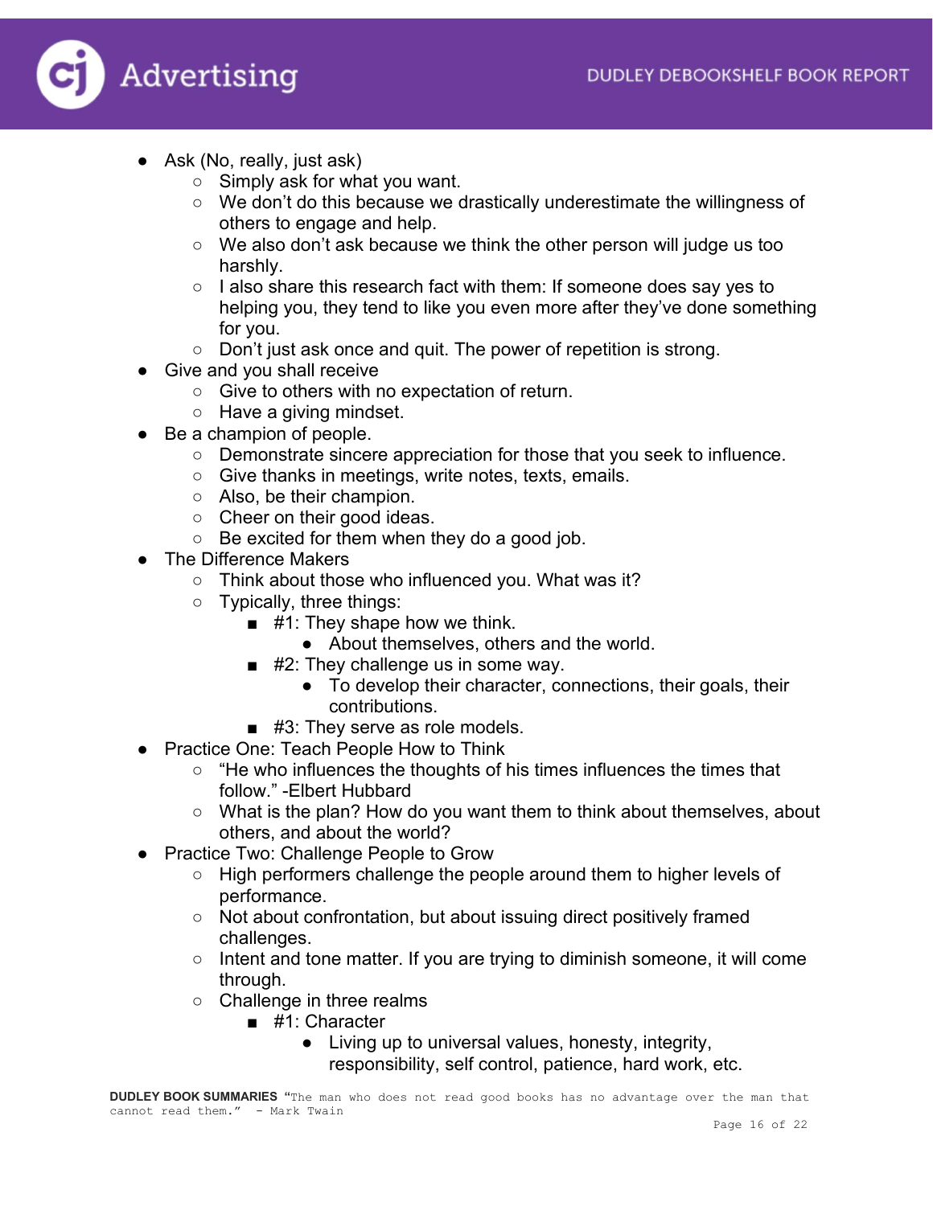- Ask (No, really, just ask)
    - Simply ask for what you want.
    - We don't do this because we drastically underestimate the willingness of others to engage and help.
    - We also don't ask because we think the other person will judge us too harshly.
    - I also share this research fact with them: If someone does say yes to helping you, they tend to like you even more after they've done something for you.
    - Don't just ask once and quit. The power of repetition is strong.
- Give and you shall receive
    - Give to others with no expectation of return.
    - Have a giving mindset.
- Be a champion of people.
    - Demonstrate sincere appreciation for those that you seek to influence.
    - Give thanks in meetings, write notes, texts, emails.
    - Also, be their champion.
    - Cheer on their good ideas.
    - Be excited for them when they do a good job.
- The Difference Makers
    - Think about those who influenced you. What was it?
    - Typically, three things:
        - #1: They shape how we think.
            - About themselves, others and the world.
        - #2: They challenge us in some way.
            - To develop their character, connections, their goals, their contributions.
        - #3: They serve as role models.
- Practice One: Teach People How to Think
    - "He who influences the thoughts of his times influences the times that follow." -Elbert Hubbard
    - What is the plan? How do you want them to think about themselves, about others, and about the world?
- Practice Two: Challenge People to Grow
    - High performers challenge the people around them to higher levels of performance.
    - Not about confrontation, but about issuing direct positively framed challenges.
    - Intent and tone matter. If you are trying to diminish someone, it will come through.
    - Challenge in three realms
        - #1: Character
            - Living up to universal values, honesty, integrity, responsibility, self control, patience, hard work, etc.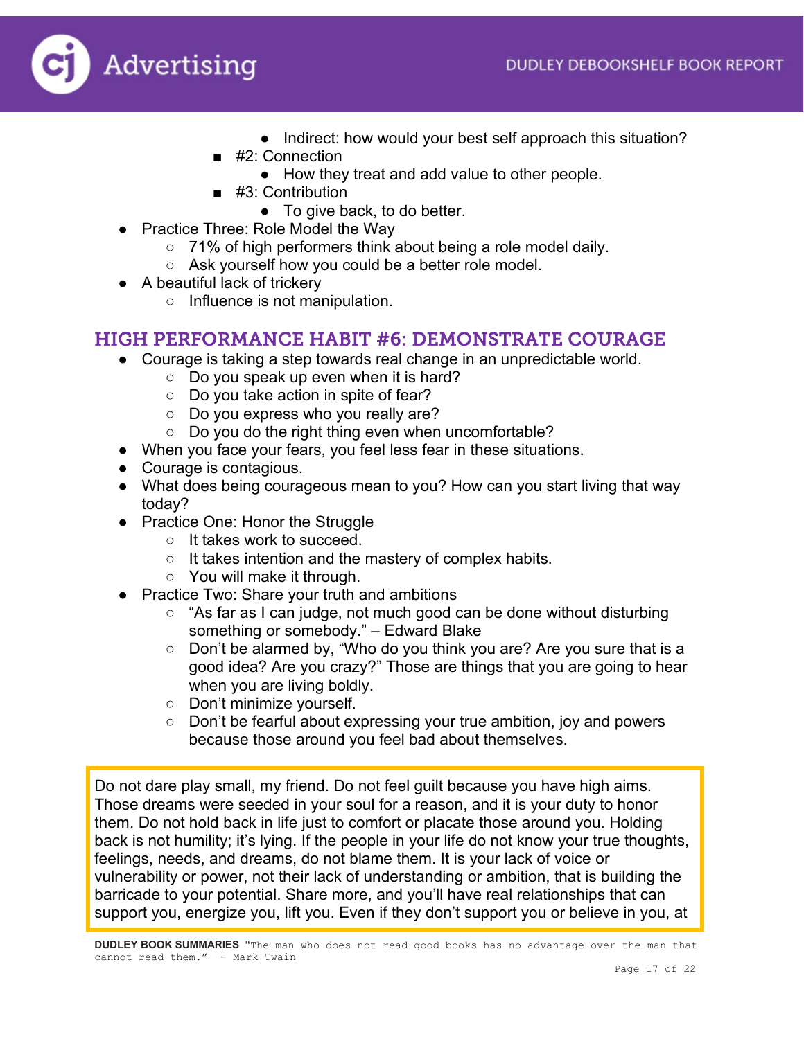- Indirect: how would your best self approach this situation?
        - #2: Connection
            - How they treat and add value to other people.
        - #3: Contribution
            - To give back, to do better.
- Practice Three: Role Model the Way
    - 71% of high performers think about being a role model daily.
    - Ask yourself how you could be a better role model.
- A beautiful lack of trickery
    - Influence is not manipulation.

## HIGH PERFORMANCE HABIT #6: DEMONSTRATE COURAGE

- Courage is taking a step towards real change in an unpredictable world.
    - Do you speak up even when it is hard?
    - Do you take action in spite of fear?
    - Do you express who you really are?
    - Do you do the right thing even when uncomfortable?
- When you face your fears, you feel less fear in these situations.
- Courage is contagious.
- What does being courageous mean to you? How can you start living that way today?
- Practice One: Honor the Struggle
    - It takes work to succeed.
    - It takes intention and the mastery of complex habits.
    - You will make it through.
- Practice Two: Share your truth and ambitions
    - "As far as I can judge, not much good can be done without disturbing something or somebody." – Edward Blake
    - Don't be alarmed by, "Who do you think you are? Are you sure that is a good idea? Are you crazy?" Those are things that you are going to hear when you are living boldly.
    - Don't minimize yourself.
    - Don't be fearful about expressing your true ambition, joy and powers because those around you feel bad about themselves.

> Do not dare play small, my friend. Do not feel guilt because you have high aims. Those dreams were seeded in your soul for a reason, and it is your duty to honor them. Do not hold back in life just to comfort or placate those around you. Holding back is not humility; it's lying. If the people in your life do not know your true thoughts, feelings, needs, and dreams, do not blame them. It is your lack of voice or vulnerability or power, not their lack of understanding or ambition, that is building the barricade to your potential. Share more, and you'll have real relationships that can support you, energize you, lift you. Even if they don't support you or believe in you, at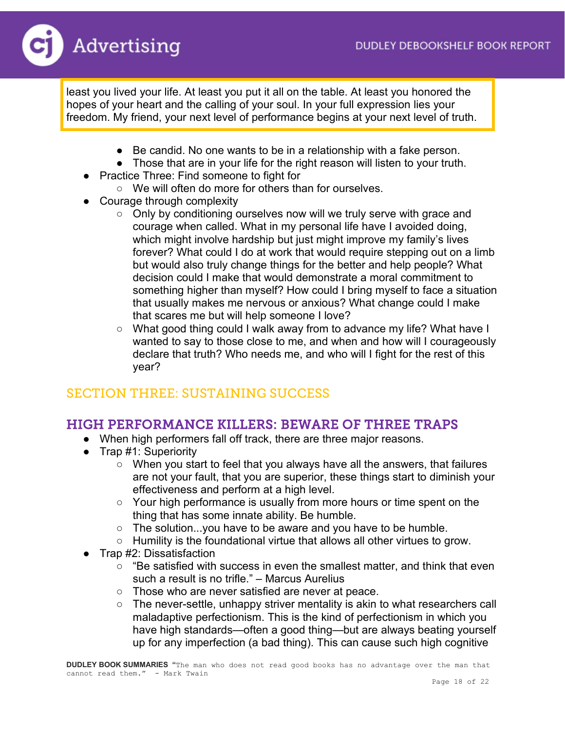least you lived your life. At least you put it all on the table. At least you honored the hopes of your heart and the calling of your soul. In your full expression lies your freedom. My friend, your next level of performance begins at your next level of truth.

- Be candid. No one wants to be in a relationship with a fake person.
- Those that are in your life for the right reason will listen to your truth.

- Practice Three: Find someone to fight for
  - We will often do more for others than for ourselves.
- Courage through complexity
  - Only by conditioning ourselves now will we truly serve with grace and courage when called. What in my personal life have I avoided doing, which might involve hardship but just might improve my family's lives forever? What could I do at work that would require stepping out on a limb but would also truly change things for the better and help people? What decision could I make that would demonstrate a moral commitment to something higher than myself? How could I bring myself to face a situation that usually makes me nervous or anxious? What change could I make that scares me but will help someone I love?
  - What good thing could I walk away from to advance my life? What have I wanted to say to those close to me, and when and how will I courageously declare that truth? Who needs me, and who will I fight for the rest of this year?

## SECTION THREE: SUSTAINING SUCCESS

### HIGH PERFORMANCE KILLERS: BEWARE OF THREE TRAPS

- When high performers fall off track, there are three major reasons.
- Trap #1: Superiority
  - When you start to feel that you always have all the answers, that failures are not your fault, that you are superior, these things start to diminish your effectiveness and perform at a high level.
  - Your high performance is usually from more hours or time spent on the thing that has some innate ability. Be humble.
  - The solution...you have to be aware and you have to be humble.
  - Humility is the foundational virtue that allows all other virtues to grow.
- Trap #2: Dissatisfaction
  - "Be satisfied with success in even the smallest matter, and think that even such a result is no trifle." – Marcus Aurelius
  - Those who are never satisfied are never at peace.
  - The never-settle, unhappy striver mentality is akin to what researchers call maladaptive perfectionism. This is the kind of perfectionism in which you have high standards—often a good thing—but are always beating yourself up for any imperfection (a bad thing). This can cause such high cognitive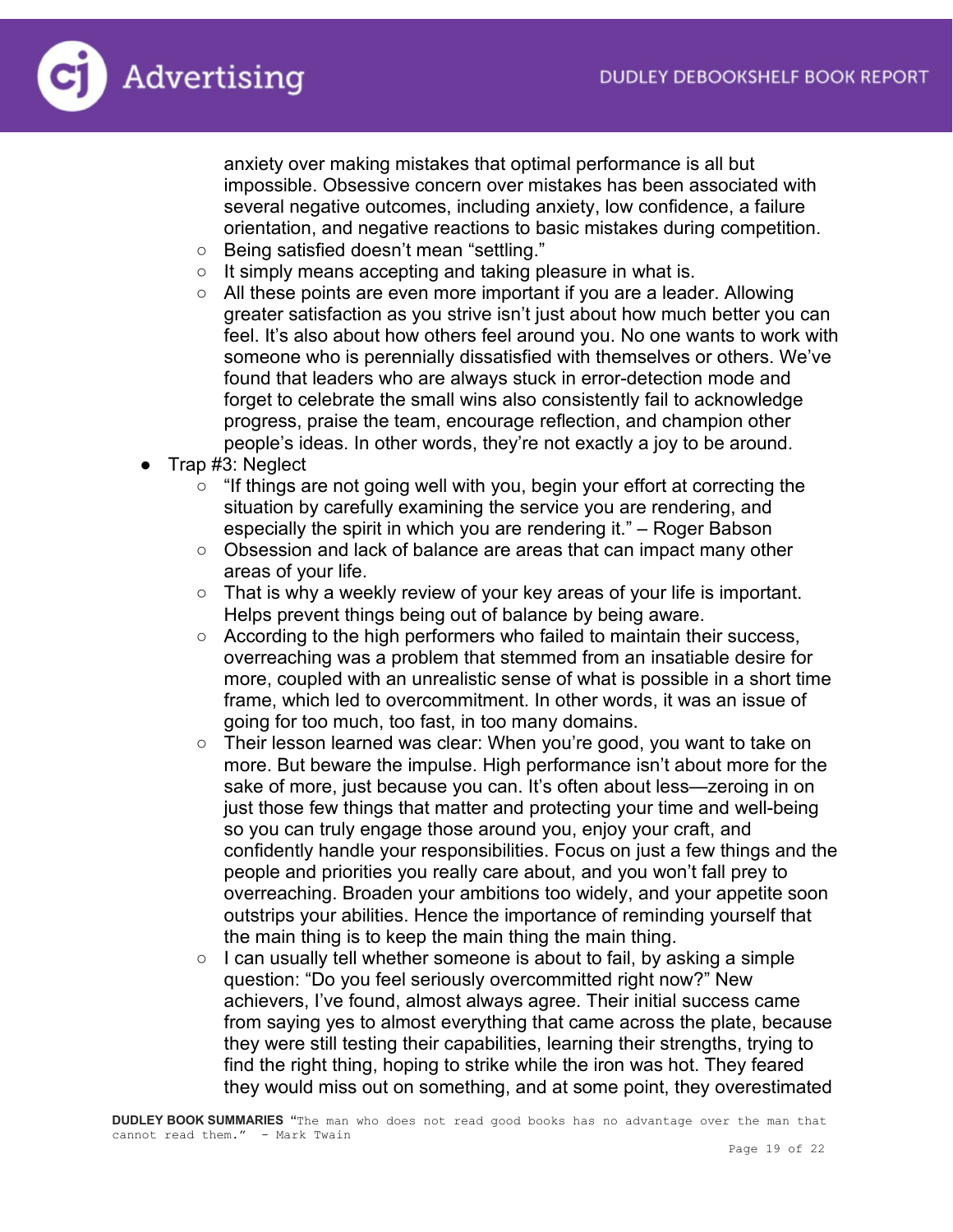- anxiety over making mistakes that optimal performance is all but impossible. Obsessive concern over mistakes has been associated with several negative outcomes, including anxiety, low confidence, a failure orientation, and negative reactions to basic mistakes during competition.
  - Being satisfied doesn't mean "settling."
  - It simply means accepting and taking pleasure in what is.
  - All these points are even more important if you are a leader. Allowing greater satisfaction as you strive isn't just about how much better you can feel. It's also about how others feel around you. No one wants to work with someone who is perennially dissatisfied with themselves or others. We've found that leaders who are always stuck in error-detection mode and forget to celebrate the small wins also consistently fail to acknowledge progress, praise the team, encourage reflection, and champion other people's ideas. In other words, they're not exactly a joy to be around.
- Trap #3: Neglect
  - "If things are not going well with you, begin your effort at correcting the situation by carefully examining the service you are rendering, and especially the spirit in which you are rendering it." – Roger Babson
  - Obsession and lack of balance are areas that can impact many other areas of your life.
  - That is why a weekly review of your key areas of your life is important. Helps prevent things being out of balance by being aware.
  - According to the high performers who failed to maintain their success, overreaching was a problem that stemmed from an insatiable desire for more, coupled with an unrealistic sense of what is possible in a short time frame, which led to overcommitment. In other words, it was an issue of going for too much, too fast, in too many domains.
  - Their lesson learned was clear: When you're good, you want to take on more. But beware the impulse. High performance isn't about more for the sake of more, just because you can. It's often about less—zeroing in on just those few things that matter and protecting your time and well-being so you can truly engage those around you, enjoy your craft, and confidently handle your responsibilities. Focus on just a few things and the people and priorities you really care about, and you won't fall prey to overreaching. Broaden your ambitions too widely, and your appetite soon outstrips your abilities. Hence the importance of reminding yourself that the main thing is to keep the main thing the main thing.
  - I can usually tell whether someone is about to fail, by asking a simple question: "Do you feel seriously overcommitted right now?" New achievers, I've found, almost always agree. Their initial success came from saying yes to almost everything that came across the plate, because they were still testing their capabilities, learning their strengths, trying to find the right thing, hoping to strike while the iron was hot. They feared they would miss out on something, and at some point, they overestimated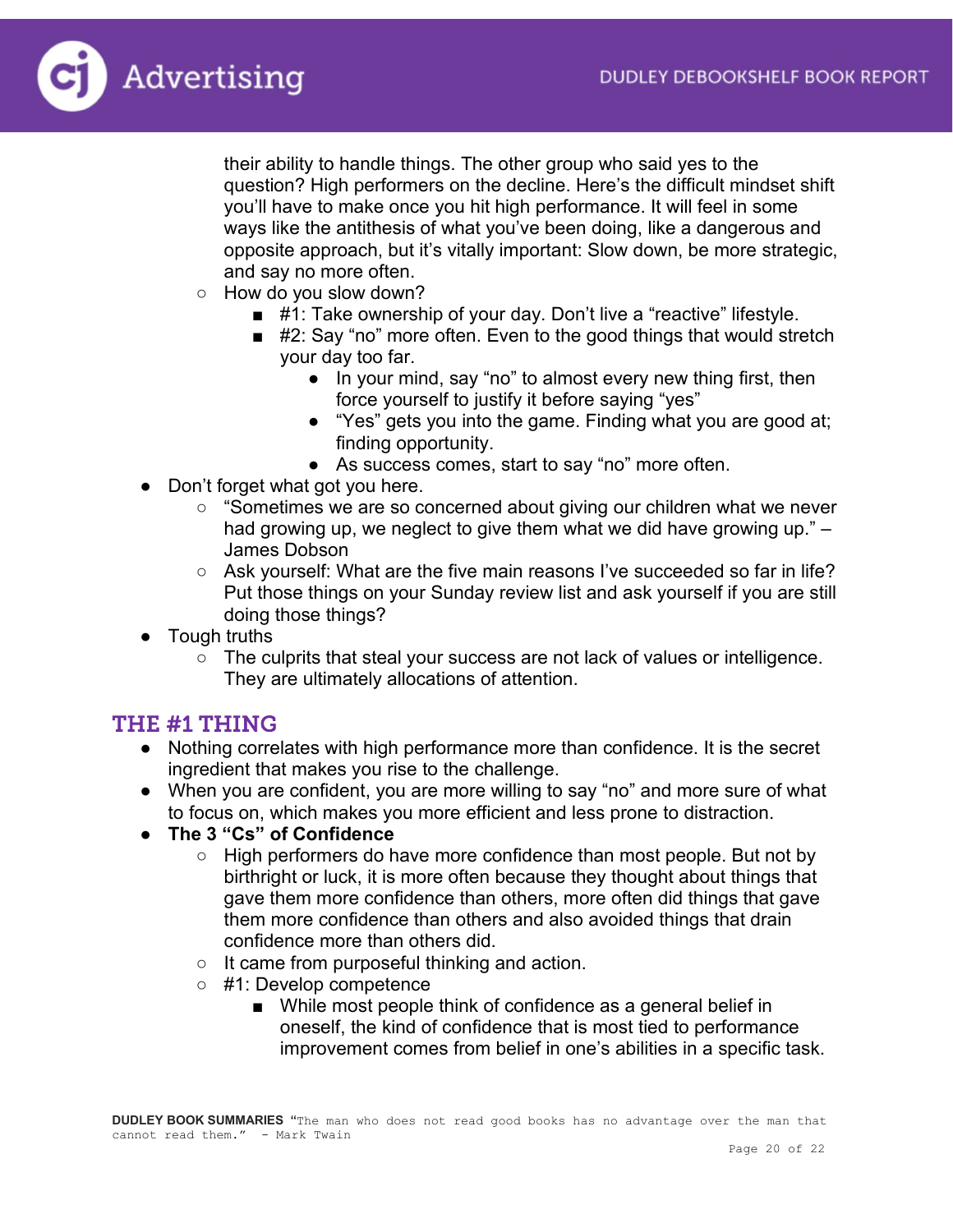their ability to handle things. The other group who said yes to the question? High performers on the decline. Here's the difficult mindset shift you'll have to make once you hit high performance. It will feel in some ways like the antithesis of what you've been doing, like a dangerous and opposite approach, but it's vitally important: Slow down, be more strategic, and say no more often.

- How do you slow down?
    - #1: Take ownership of your day. Don't live a "reactive" lifestyle.
    - #2: Say "no" more often. Even to the good things that would stretch your day too far.
        - In your mind, say "no" to almost every new thing first, then force yourself to justify it before saying "yes"
        - "Yes" gets you into the game. Finding what you are good at; finding opportunity.
        - As success comes, start to say "no" more often.

- Don't forget what got you here.
    - "Sometimes we are so concerned about giving our children what we never had growing up, we neglect to give them what we did have growing up." – James Dobson
    - Ask yourself: What are the five main reasons I've succeeded so far in life? Put those things on your Sunday review list and ask yourself if you are still doing those things?
- Tough truths
    - The culprits that steal your success are not lack of values or intelligence. They are ultimately allocations of attention.

## THE #1 THING

- Nothing correlates with high performance more than confidence. It is the secret ingredient that makes you rise to the challenge.
- When you are confident, you are more willing to say "no" and more sure of what to focus on, which makes you more efficient and less prone to distraction.
- **The 3 "Cs" of Confidence**
    - High performers do have more confidence than most people. But not by birthright or luck, it is more often because they thought about things that gave them more confidence than others, more often did things that gave them more confidence than others and also avoided things that drain confidence more than others did.
    - It came from purposeful thinking and action.
    - #1: Develop competence
        - While most people think of confidence as a general belief in oneself, the kind of confidence that is most tied to performance improvement comes from belief in one's abilities in a specific task.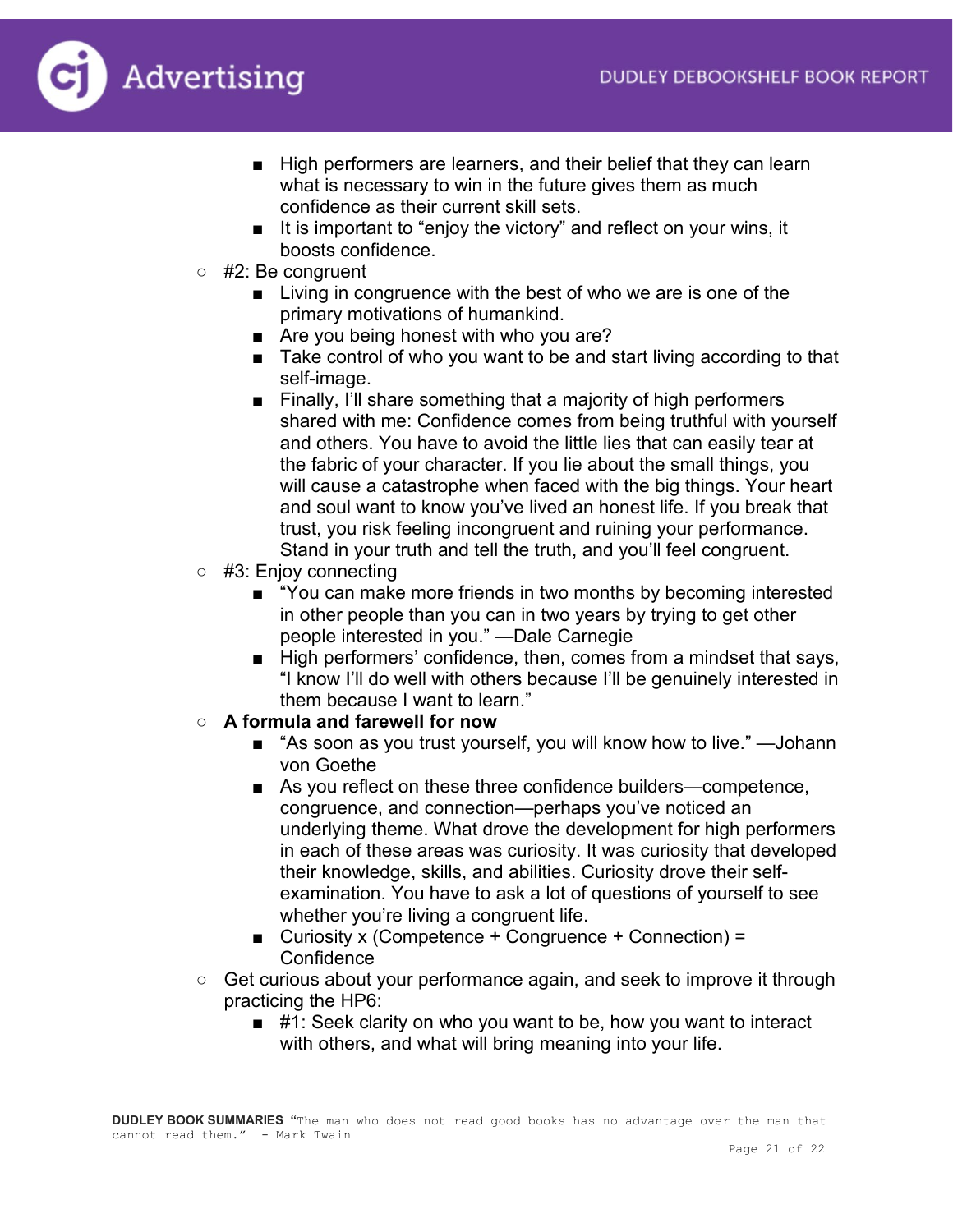- High performers are learners, and their belief that they can learn what is necessary to win in the future gives them as much confidence as their current skill sets.
    - It is important to "enjoy the victory" and reflect on your wins, it boosts confidence.
  - #2: Be congruent
    - Living in congruence with the best of who we are is one of the primary motivations of humankind.
    - Are you being honest with who you are?
    - Take control of who you want to be and start living according to that self-image.
    - Finally, I'll share something that a majority of high performers shared with me: Confidence comes from being truthful with yourself and others. You have to avoid the little lies that can easily tear at the fabric of your character. If you lie about the small things, you will cause a catastrophe when faced with the big things. Your heart and soul want to know you've lived an honest life. If you break that trust, you risk feeling incongruent and ruining your performance. Stand in your truth and tell the truth, and you'll feel congruent.
  - #3: Enjoy connecting
    - "You can make more friends in two months by becoming interested in other people than you can in two years by trying to get other people interested in you." —Dale Carnegie
    - High performers' confidence, then, comes from a mindset that says, "I know I'll do well with others because I'll be genuinely interested in them because I want to learn."
  - **A formula and farewell for now**
    - "As soon as you trust yourself, you will know how to live." —Johann von Goethe
    - As you reflect on these three confidence builders—competence, congruence, and connection—perhaps you've noticed an underlying theme. What drove the development for high performers in each of these areas was curiosity. It was curiosity that developed their knowledge, skills, and abilities. Curiosity drove their self-examination. You have to ask a lot of questions of yourself to see whether you're living a congruent life.
    - Curiosity x (Competence + Congruence + Connection) = Confidence
  - Get curious about your performance again, and seek to improve it through practicing the HP6:
    - #1: Seek clarity on who you want to be, how you want to interact with others, and what will bring meaning into your life.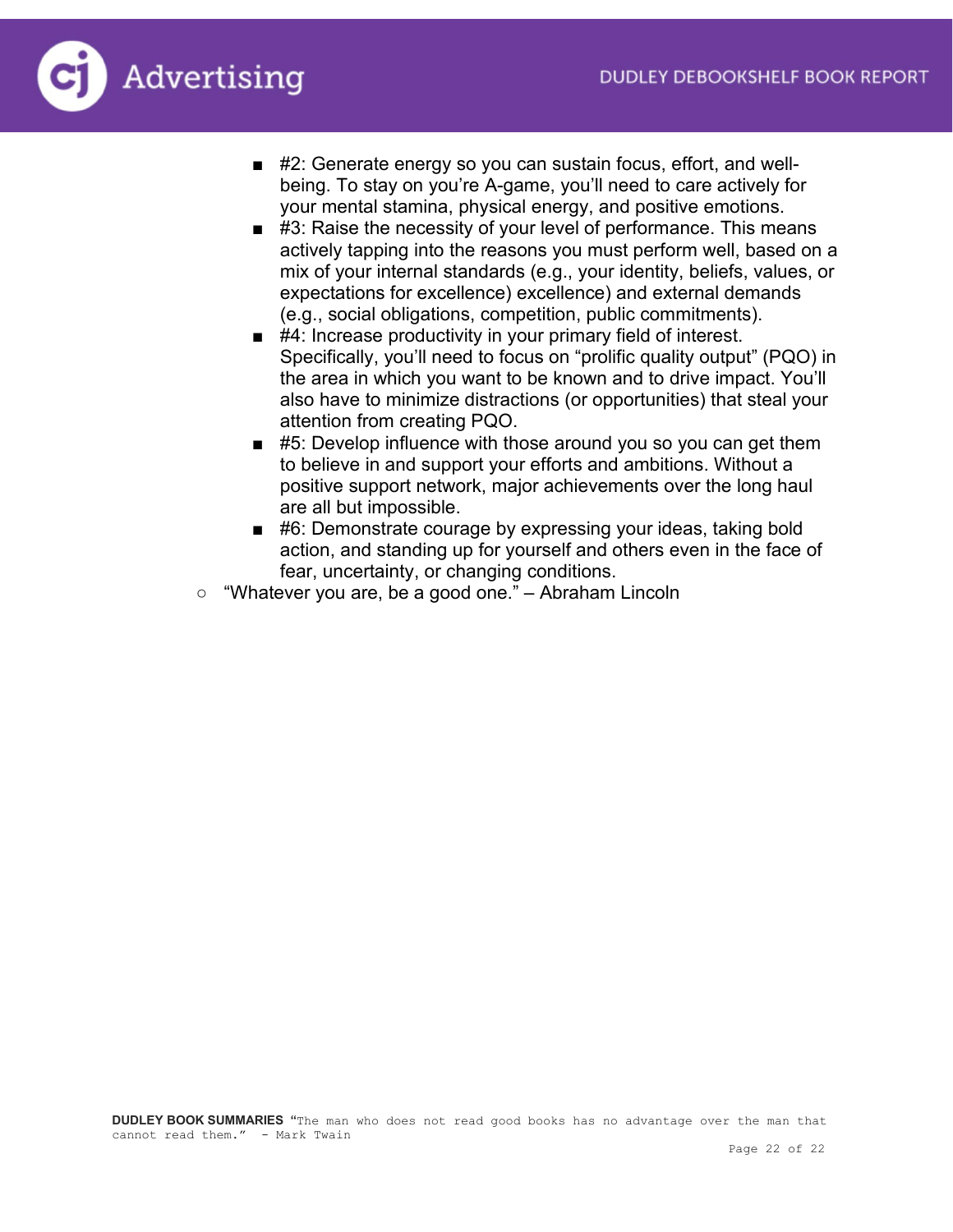- #2: Generate energy so you can sustain focus, effort, and well-being. To stay on you're A-game, you'll need to care actively for your mental stamina, physical energy, and positive emotions.
    - #3: Raise the necessity of your level of performance. This means actively tapping into the reasons you must perform well, based on a mix of your internal standards (e.g., your identity, beliefs, values, or expectations for excellence) excellence) and external demands (e.g., social obligations, competition, public commitments).
    - #4: Increase productivity in your primary field of interest. Specifically, you'll need to focus on "prolific quality output" (PQO) in the area in which you want to be known and to drive impact. You'll also have to minimize distractions (or opportunities) that steal your attention from creating PQO.
    - #5: Develop influence with those around you so you can get them to believe in and support your efforts and ambitions. Without a positive support network, major achievements over the long haul are all but impossible.
    - #6: Demonstrate courage by expressing your ideas, taking bold action, and standing up for yourself and others even in the face of fear, uncertainty, or changing conditions.
  - "Whatever you are, be a good one." – Abraham Lincoln